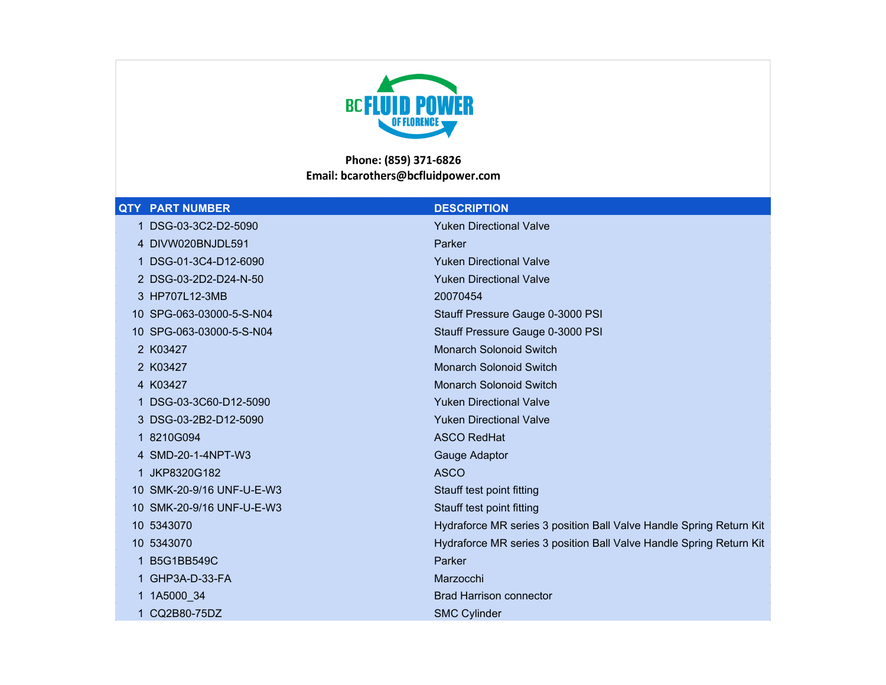BC FLUID POWER OF FLORENCE

**Phone: (859) 371-6826**
**Email: bcarothers@bcfluidpower.com**

| QTY | PART NUMBER | DESCRIPTION |
| --- | --- | --- |
| 1 | DSG-03-3C2-D2-5090 | Yuken Directional Valve |
| 4 | DIVW020BNJDL591 | Parker |
| 1 | DSG-01-3C4-D12-6090 | Yuken Directional Valve |
| 2 | DSG-03-2D2-D24-N-50 | Yuken Directional Valve |
| 3 | HP707L12-3MB | 20070454 |
| 10 | SPG-063-03000-5-S-N04 | Stauff Pressure Gauge 0-3000 PSI |
| 10 | SPG-063-03000-5-S-N04 | Stauff Pressure Gauge 0-3000 PSI |
| 2 | K03427 | Monarch Solonoid Switch |
| 2 | K03427 | Monarch Solonoid Switch |
| 4 | K03427 | Monarch Solonoid Switch |
| 1 | DSG-03-3C60-D12-5090 | Yuken Directional Valve |
| 3 | DSG-03-2B2-D12-5090 | Yuken Directional Valve |
| 1 | 8210G094 | ASCO RedHat |
| 4 | SMD-20-1-4NPT-W3 | Gauge Adaptor |
| 1 | JKP8320G182 | ASCO |
| 10 | SMK-20-9/16 UNF-U-E-W3 | Stauff test point fitting |
| 10 | SMK-20-9/16 UNF-U-E-W3 | Stauff test point fitting |
| 10 | 5343070 | Hydraforce MR series 3 position Ball Valve Handle Spring Return Kit |
| 10 | 5343070 | Hydraforce MR series 3 position Ball Valve Handle Spring Return Kit |
| 1 | B5G1BB549C | Parker |
| 1 | GHP3A-D-33-FA | Marzocchi |
| 1 | 1A5000_34 | Brad Harrison connector |
| 1 | CQ2B80-75DZ | SMC Cylinder |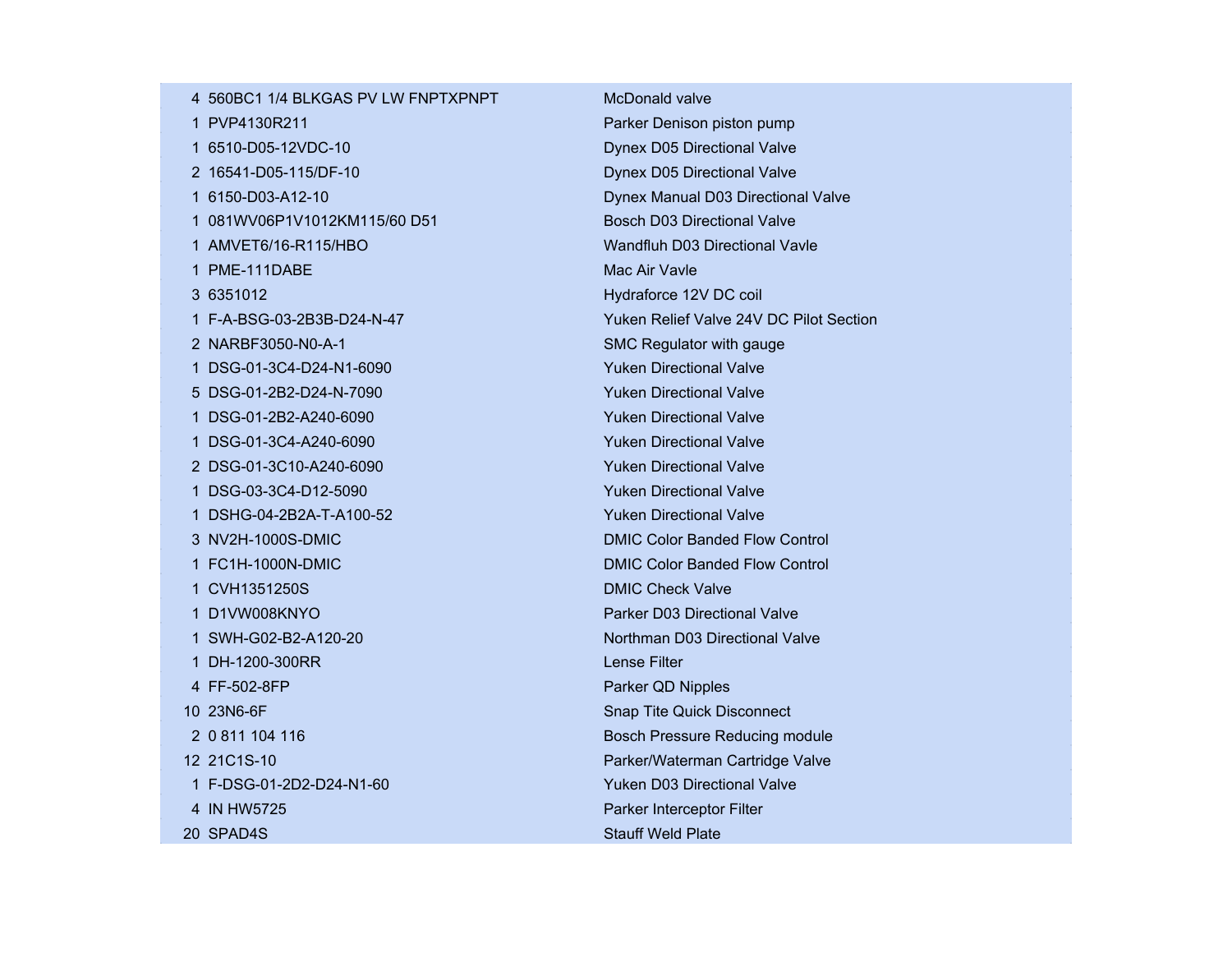| | | |
|---|---|---|
| 4 | 560BC1 1/4 BLKGAS PV LW FNPTXPNPT | McDonald valve |
| 1 | PVP4130R211 | Parker Denison piston pump |
| 1 | 6510-D05-12VDC-10 | Dynex D05 Directional Valve |
| 2 | 16541-D05-115/DF-10 | Dynex D05 Directional Valve |
| 1 | 6150-D03-A12-10 | Dynex Manual D03 Directional Valve |
| 1 | 081WV06P1V1012KM115/60 D51 | Bosch D03 Directional Valve |
| 1 | AMVET6/16-R115/HBO | Wandfluh D03 Directional Vavle |
| 1 | PME-111DABE | Mac Air Vavle |
| 3 | 6351012 | Hydraforce 12V DC coil |
| 1 | F-A-BSG-03-2B3B-D24-N-47 | Yuken Relief Valve 24V DC Pilot Section |
| 2 | NARBF3050-N0-A-1 | SMC Regulator with gauge |
| 1 | DSG-01-3C4-D24-N1-6090 | Yuken Directional Valve |
| 5 | DSG-01-2B2-D24-N-7090 | Yuken Directional Valve |
| 1 | DSG-01-2B2-A240-6090 | Yuken Directional Valve |
| 1 | DSG-01-3C4-A240-6090 | Yuken Directional Valve |
| 2 | DSG-01-3C10-A240-6090 | Yuken Directional Valve |
| 1 | DSG-03-3C4-D12-5090 | Yuken Directional Valve |
| 1 | DSHG-04-2B2A-T-A100-52 | Yuken Directional Valve |
| 3 | NV2H-1000S-DMIC | DMIC Color Banded Flow Control |
| 1 | FC1H-1000N-DMIC | DMIC Color Banded Flow Control |
| 1 | CVH1351250S | DMIC Check Valve |
| 1 | D1VW008KNYO | Parker D03 Directional Valve |
| 1 | SWH-G02-B2-A120-20 | Northman D03 Directional Valve |
| 1 | DH-1200-300RR | Lense Filter |
| 4 | FF-502-8FP | Parker QD Nipples |
| 10 | 23N6-6F | Snap Tite Quick Disconnect |
| 2 | 0 811 104 116 | Bosch Pressure Reducing module |
| 12 | 21C1S-10 | Parker/Waterman Cartridge Valve |
| 1 | F-DSG-01-2D2-D24-N1-60 | Yuken D03 Directional Valve |
| 4 | IN HW5725 | Parker Interceptor Filter |
| 20 | SPAD4S | Stauff Weld Plate |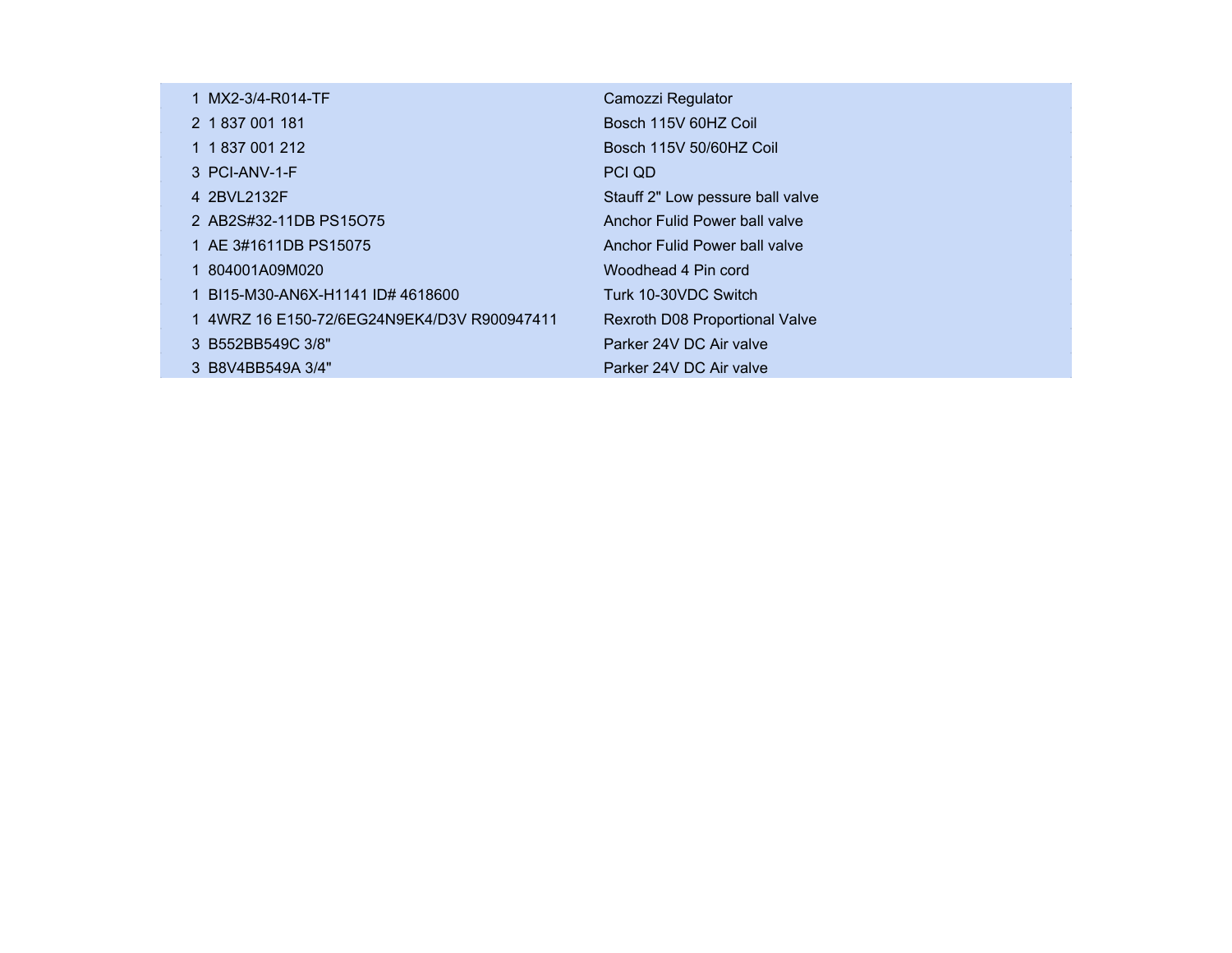| | | |
|---|---|---|
| 1 | MX2-3/4-R014-TF | Camozzi Regulator |
| 2 | 1 837 001 181 | Bosch 115V 60HZ Coil |
| 1 | 1 837 001 212 | Bosch 115V 50/60HZ Coil |
| 3 | PCI-ANV-1-F | PCI QD |
| 4 | 2BVL2132F | Stauff 2" Low pessure ball valve |
| 2 | AB2S#32-11DB PS15O75 | Anchor Fulid Power ball valve |
| 1 | AE 3#1611DB PS15075 | Anchor Fulid Power ball valve |
| 1 | 804001A09M020 | Woodhead 4 Pin cord |
| 1 | BI15-M30-AN6X-H1141 ID# 4618600 | Turk 10-30VDC Switch |
| 1 | 4WRZ 16 E150-72/6EG24N9EK4/D3V R900947411 | Rexroth D08 Proportional Valve |
| 3 | B552BB549C 3/8" | Parker 24V DC Air valve |
| 3 | B8V4BB549A 3/4" | Parker 24V DC Air valve |